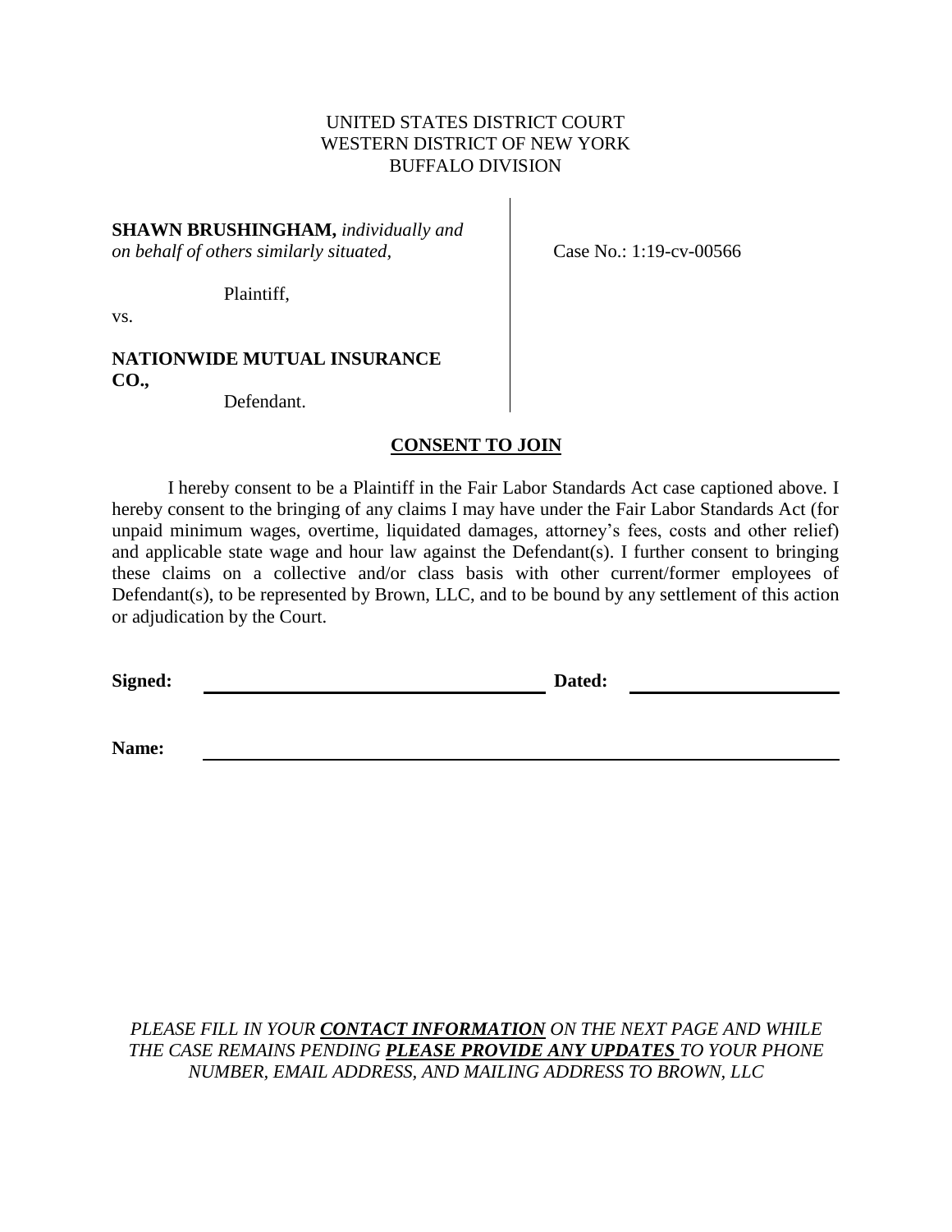UNITED STATES DISTRICT COURT
WESTERN DISTRICT OF NEW YORK
BUFFALO DIVISION

**SHAWN BRUSHINGHAM,** *individually and on behalf of others similarly situated,*

Plaintiff,

vs.

**NATIONWIDE MUTUAL INSURANCE CO.,**

Defendant.

Case No.: 1:19-cv-00566

**CONSENT TO JOIN**

I hereby consent to be a Plaintiff in the Fair Labor Standards Act case captioned above. I hereby consent to the bringing of any claims I may have under the Fair Labor Standards Act (for unpaid minimum wages, overtime, liquidated damages, attorney's fees, costs and other relief) and applicable state wage and hour law against the Defendant(s). I further consent to bringing these claims on a collective and/or class basis with other current/former employees of Defendant(s), to be represented by Brown, LLC, and to be bound by any settlement of this action or adjudication by the Court.

**Signed:** \_\_\_\_\_\_\_\_\_\_\_\_\_\_\_\_\_\_\_\_\_\_\_\_\_\_\_\_\_\_ **Dated:** \_\_\_\_\_\_\_\_\_\_\_\_\_\_\_\_\_\_\_\_

**Name:** \_\_\_\_\_\_\_\_\_\_\_\_\_\_\_\_\_\_\_\_\_\_\_\_\_\_\_\_\_\_\_\_\_\_\_\_\_\_\_\_\_\_\_\_\_\_\_\_\_\_

*PLEASE FILL IN YOUR* ***CONTACT INFORMATION*** *ON THE NEXT PAGE AND WHILE THE CASE REMAINS PENDING* ***PLEASE PROVIDE ANY UPDATES*** *TO YOUR PHONE NUMBER, EMAIL ADDRESS, AND MAILING ADDRESS TO BROWN, LLC*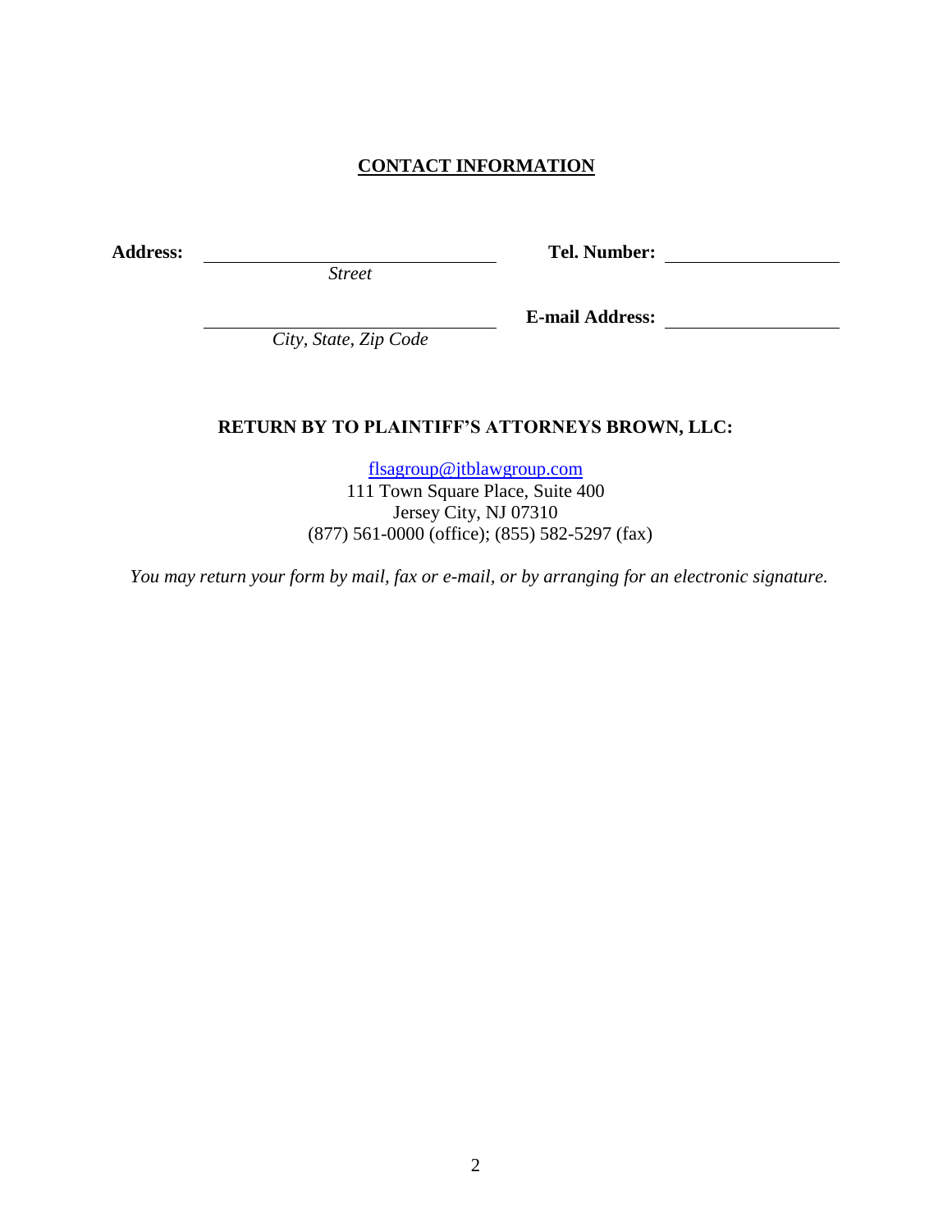## CONTACT INFORMATION

**Address:** ______________________________
*Street*

______________________________
*City, State, Zip Code*

**Tel. Number:** ____________________

**E-mail Address:** ____________________

### RETURN BY TO PLAINTIFF'S ATTORNEYS BROWN, LLC:

flsagroup@jtblawgroup.com
111 Town Square Place, Suite 400
Jersey City, NJ 07310
(877) 561-0000 (office); (855) 582-5297 (fax)

*You may return your form by mail, fax or e-mail, or by arranging for an electronic signature.*